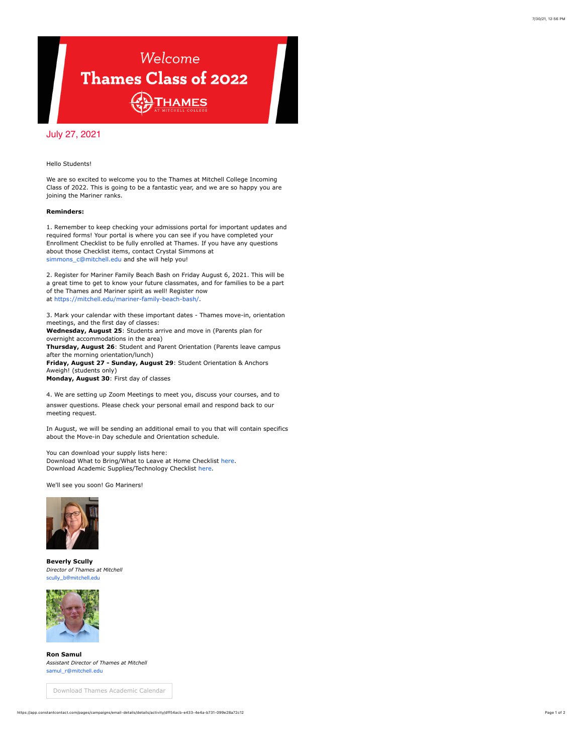# Welcome Thames Class of 2022

THAMES AT MITCHELL COLLEGE

July 27, 2021

Hello Students!

We are so excited to welcome you to the Thames at Mitchell College Incoming Class of 2022. This is going to be a fantastic year, and we are so happy you are joining the Mariner ranks.

**Reminders:**

1. Remember to keep checking your admissions portal for important updates and required forms! Your portal is where you can see if you have completed your Enrollment Checklist to be fully enrolled at Thames. If you have any questions about those Checklist items, contact Crystal Simmons at simmons_c@mitchell.edu and she will help you!

2. Register for Mariner Family Beach Bash on Friday August 6, 2021. This will be a great time to get to know your future classmates, and for families to be a part of the Thames and Mariner spirit as well! Register now at https://mitchell.edu/mariner-family-beach-bash/.

3. Mark your calendar with these important dates - Thames move-in, orientation meetings, and the first day of classes:
**Wednesday, August 25**: Students arrive and move in (Parents plan for overnight accommodations in the area)
**Thursday, August 26**: Student and Parent Orientation (Parents leave campus after the morning orientation/lunch)
**Friday, August 27 - Sunday, August 29**: Student Orientation & Anchors Aweigh! (students only)
**Monday, August 30**: First day of classes

4. We are setting up Zoom Meetings to meet you, discuss your courses, and to answer questions. Please check your personal email and respond back to our meeting request.

In August, we will be sending an additional email to you that will contain specifics about the Move-in Day schedule and Orientation schedule.

You can download your supply lists here:
Download What to Bring/What to Leave at Home Checklist here.
Download Academic Supplies/Technology Checklist here.

We'll see you soon! Go Mariners!

**Beverly Scully**
*Director of Thames at Mitchell*
scully_b@mitchell.edu

**Ron Samul**
*Assistant Director of Thames at Mitchell*
samul_r@mitchell.edu

Download Thames Academic Calendar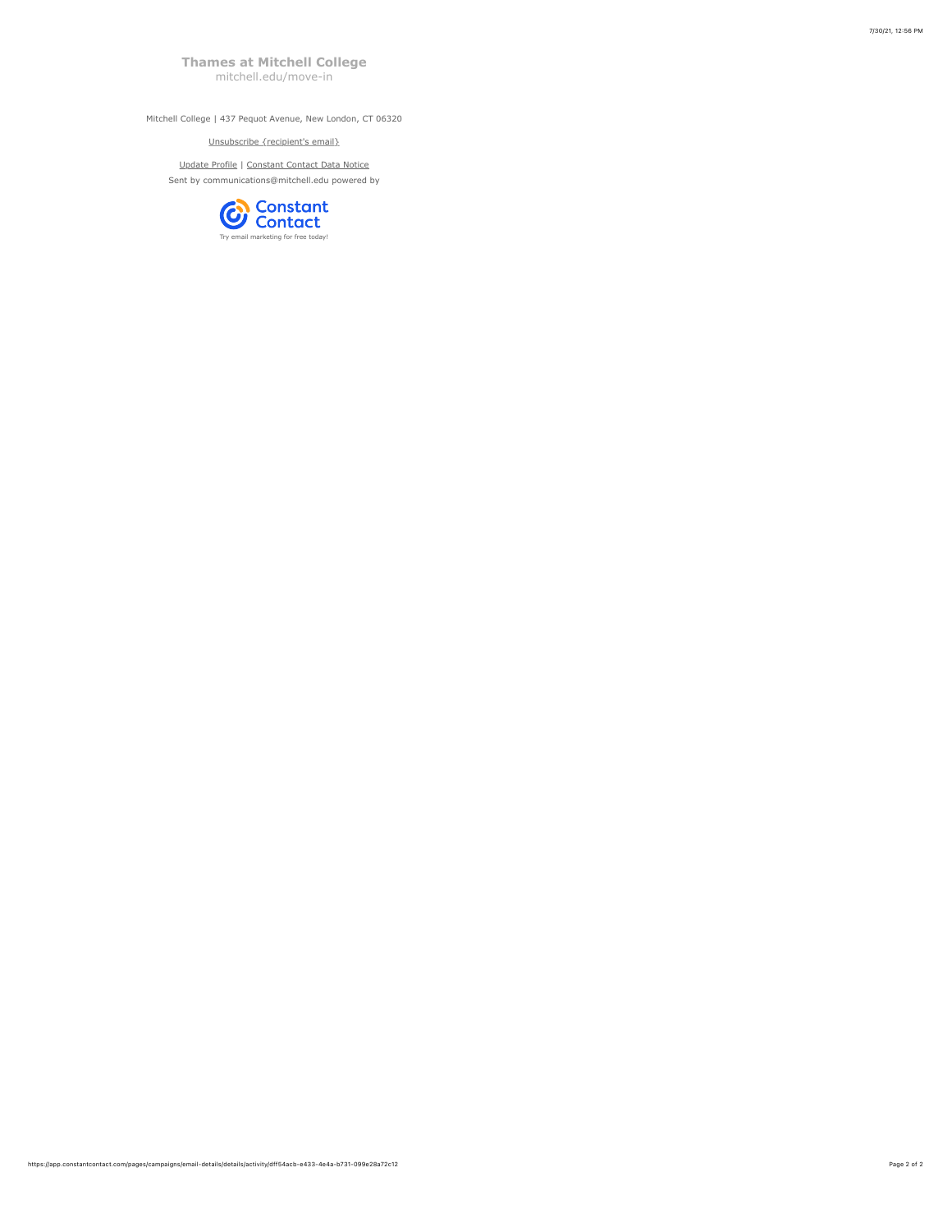**Thames at Mitchell College**
mitchell.edu/move-in

Mitchell College | 437 Pequot Avenue, New London, CT 06320

Unsubscribe {recipient's email}

Update Profile | Constant Contact Data Notice

Sent by communications@mitchell.edu powered by

Constant Contact

Try email marketing for free today!